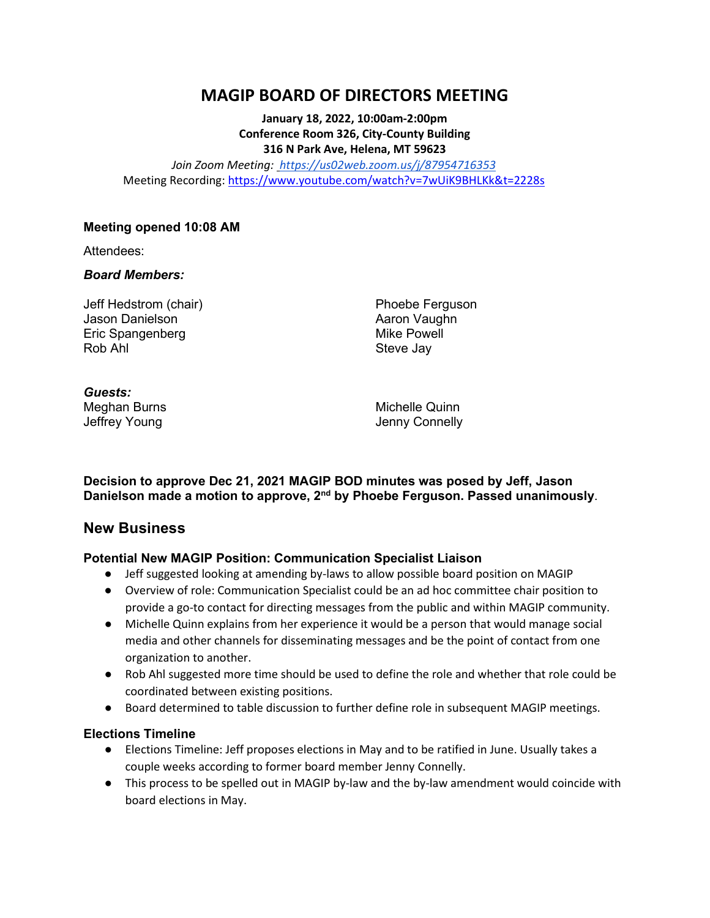# MAGIP BOARD OF DIRECTORS MEETING

**January 18, 2022, 10:00am-2:00pm**
**Conference Room 326, City-County Building**
**316 N Park Ave, Helena, MT 59623**

*Join Zoom Meeting: https://us02web.zoom.us/j/87954716353*
Meeting Recording: https://www.youtube.com/watch?v=7wUiK9BHLKk&t=2228s

**Meeting opened 10:08 AM**

Attendees:

***Board Members:***

Jeff Hedstrom (chair)
Jason Danielson
Eric Spangenberg
Rob Ahl
Phoebe Ferguson
Aaron Vaughn
Mike Powell
Steve Jay

***Guests:***
Meghan Burns
Jeffrey Young
Michelle Quinn
Jenny Connelly

**Decision to approve Dec 21, 2021 MAGIP BOD minutes was posed by Jeff, Jason Danielson made a motion to approve, 2nd by Phoebe Ferguson. Passed unanimously**.

## New Business

### Potential New MAGIP Position: Communication Specialist Liaison

- Jeff suggested looking at amending by-laws to allow possible board position on MAGIP
- Overview of role: Communication Specialist could be an ad hoc committee chair position to provide a go-to contact for directing messages from the public and within MAGIP community.
- Michelle Quinn explains from her experience it would be a person that would manage social media and other channels for disseminating messages and be the point of contact from one organization to another.
- Rob Ahl suggested more time should be used to define the role and whether that role could be coordinated between existing positions.
- Board determined to table discussion to further define role in subsequent MAGIP meetings.

### Elections Timeline

- Elections Timeline: Jeff proposes elections in May and to be ratified in June. Usually takes a couple weeks according to former board member Jenny Connelly.
- This process to be spelled out in MAGIP by-law and the by-law amendment would coincide with board elections in May.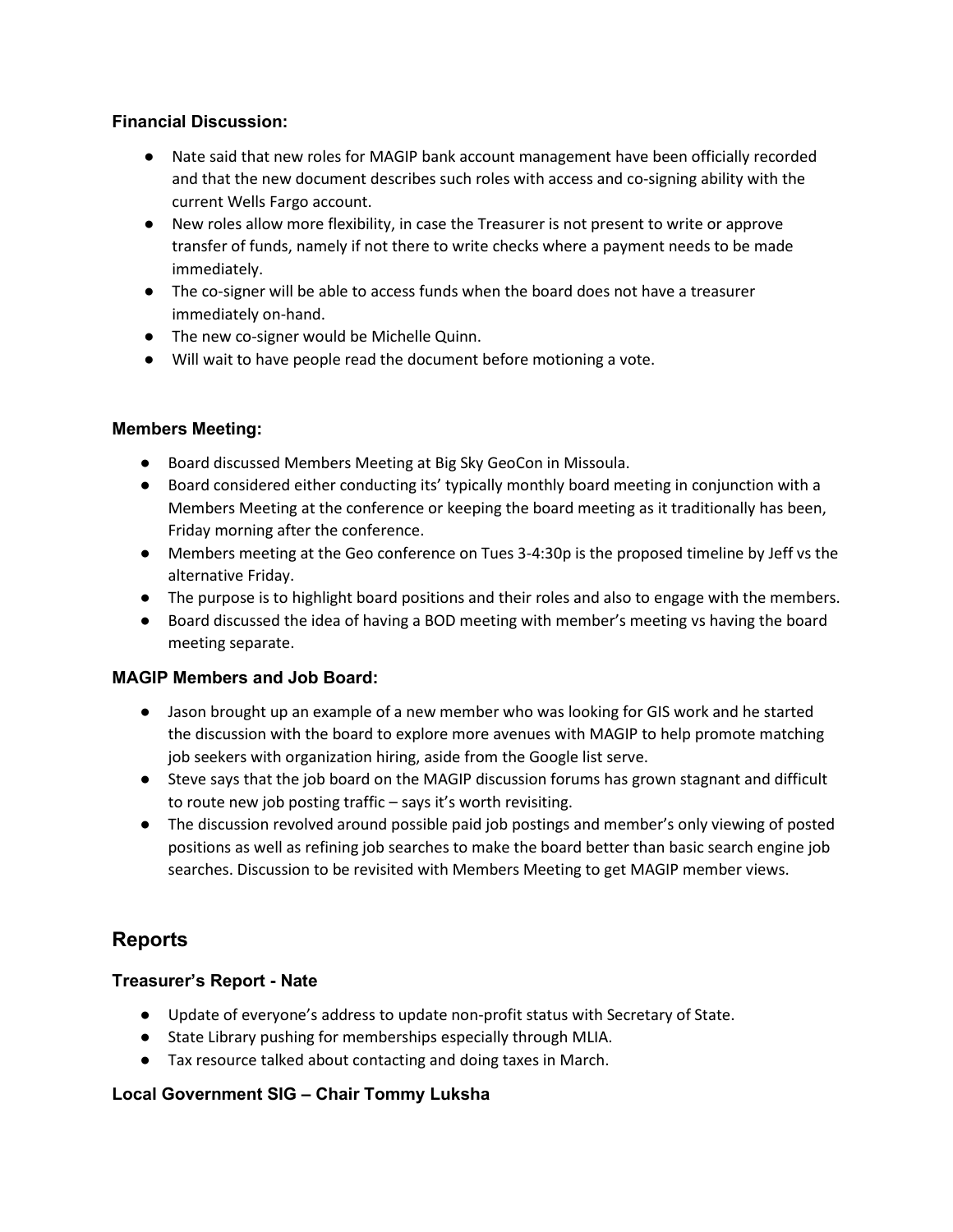### Financial Discussion:

- Nate said that new roles for MAGIP bank account management have been officially recorded and that the new document describes such roles with access and co-signing ability with the current Wells Fargo account.
- New roles allow more flexibility, in case the Treasurer is not present to write or approve transfer of funds, namely if not there to write checks where a payment needs to be made immediately.
- The co-signer will be able to access funds when the board does not have a treasurer immediately on-hand.
- The new co-signer would be Michelle Quinn.
- Will wait to have people read the document before motioning a vote.

### Members Meeting:

- Board discussed Members Meeting at Big Sky GeoCon in Missoula.
- Board considered either conducting its' typically monthly board meeting in conjunction with a Members Meeting at the conference or keeping the board meeting as it traditionally has been, Friday morning after the conference.
- Members meeting at the Geo conference on Tues 3-4:30p is the proposed timeline by Jeff vs the alternative Friday.
- The purpose is to highlight board positions and their roles and also to engage with the members.
- Board discussed the idea of having a BOD meeting with member's meeting vs having the board meeting separate.

### MAGIP Members and Job Board:

- Jason brought up an example of a new member who was looking for GIS work and he started the discussion with the board to explore more avenues with MAGIP to help promote matching job seekers with organization hiring, aside from the Google list serve.
- Steve says that the job board on the MAGIP discussion forums has grown stagnant and difficult to route new job posting traffic – says it's worth revisiting.
- The discussion revolved around possible paid job postings and member's only viewing of posted positions as well as refining job searches to make the board better than basic search engine job searches. Discussion to be revisited with Members Meeting to get MAGIP member views.

## Reports

### Treasurer's Report - Nate

- Update of everyone's address to update non-profit status with Secretary of State.
- State Library pushing for memberships especially through MLIA.
- Tax resource talked about contacting and doing taxes in March.

### Local Government SIG – Chair Tommy Luksha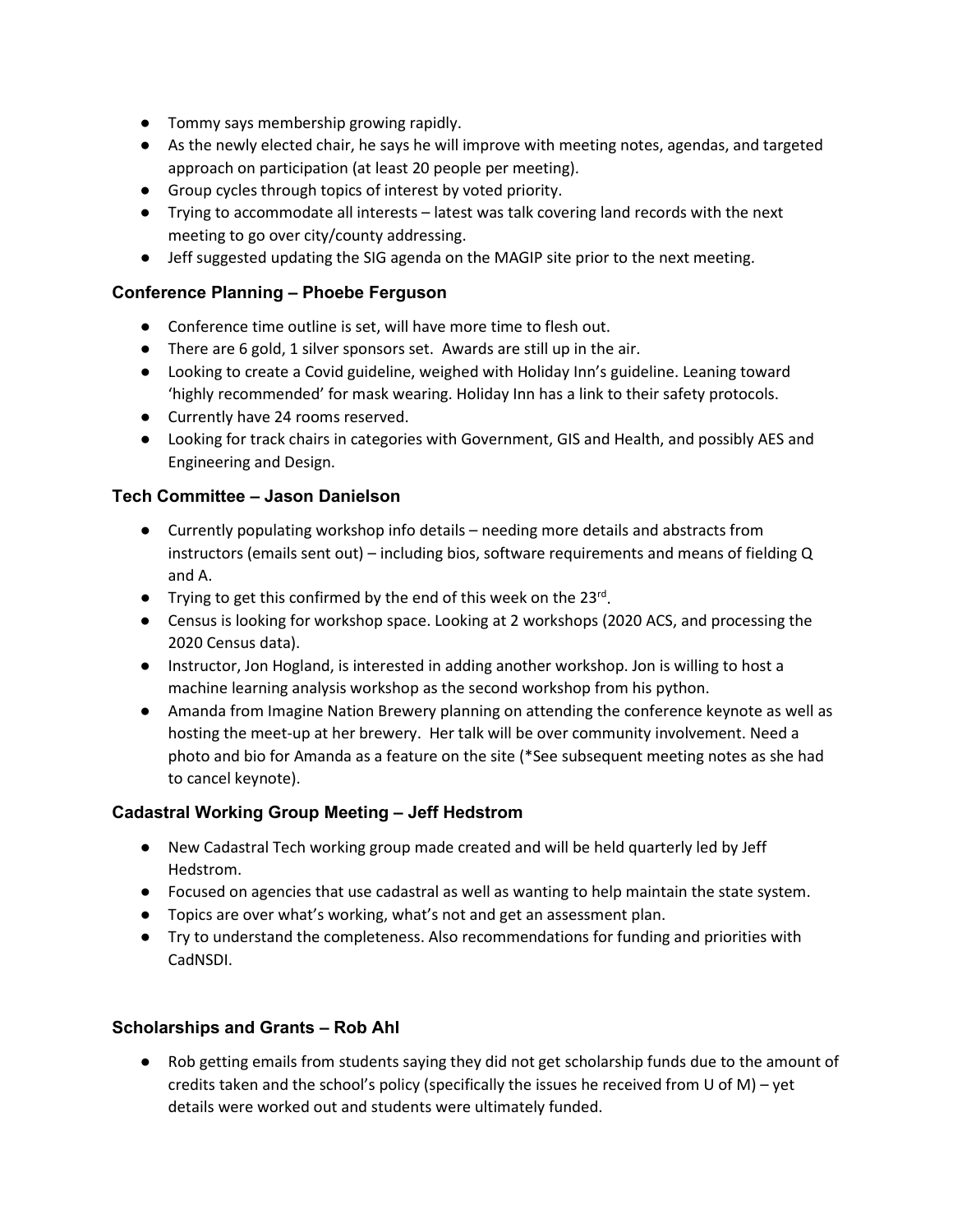- Tommy says membership growing rapidly.
- As the newly elected chair, he says he will improve with meeting notes, agendas, and targeted approach on participation (at least 20 people per meeting).
- Group cycles through topics of interest by voted priority.
- Trying to accommodate all interests – latest was talk covering land records with the next meeting to go over city/county addressing.
- Jeff suggested updating the SIG agenda on the MAGIP site prior to the next meeting.

### Conference Planning – Phoebe Ferguson

- Conference time outline is set, will have more time to flesh out.
- There are 6 gold, 1 silver sponsors set. Awards are still up in the air.
- Looking to create a Covid guideline, weighed with Holiday Inn's guideline. Leaning toward 'highly recommended' for mask wearing. Holiday Inn has a link to their safety protocols.
- Currently have 24 rooms reserved.
- Looking for track chairs in categories with Government, GIS and Health, and possibly AES and Engineering and Design.

### Tech Committee – Jason Danielson

- Currently populating workshop info details – needing more details and abstracts from instructors (emails sent out) – including bios, software requirements and means of fielding Q and A.
- Trying to get this confirmed by the end of this week on the 23rd.
- Census is looking for workshop space. Looking at 2 workshops (2020 ACS, and processing the 2020 Census data).
- Instructor, Jon Hogland, is interested in adding another workshop. Jon is willing to host a machine learning analysis workshop as the second workshop from his python.
- Amanda from Imagine Nation Brewery planning on attending the conference keynote as well as hosting the meet-up at her brewery. Her talk will be over community involvement. Need a photo and bio for Amanda as a feature on the site (*See subsequent meeting notes as she had to cancel keynote).

### Cadastral Working Group Meeting – Jeff Hedstrom

- New Cadastral Tech working group made created and will be held quarterly led by Jeff Hedstrom.
- Focused on agencies that use cadastral as well as wanting to help maintain the state system.
- Topics are over what's working, what's not and get an assessment plan.
- Try to understand the completeness. Also recommendations for funding and priorities with CadNSDI.

### Scholarships and Grants – Rob Ahl

- Rob getting emails from students saying they did not get scholarship funds due to the amount of credits taken and the school's policy (specifically the issues he received from U of M) – yet details were worked out and students were ultimately funded.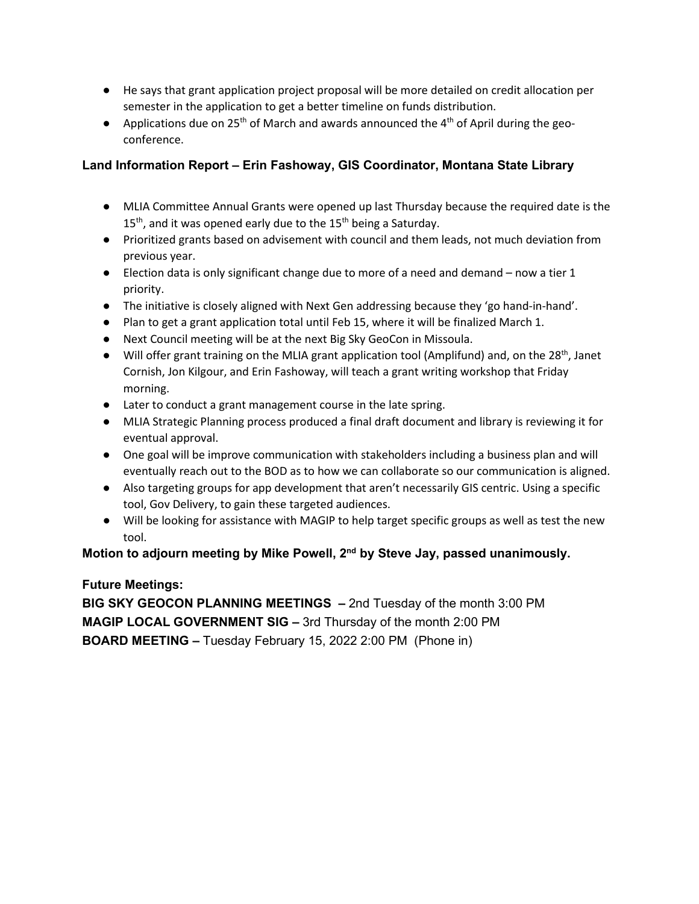- He says that grant application project proposal will be more detailed on credit allocation per semester in the application to get a better timeline on funds distribution.
- Applications due on 25th of March and awards announced the 4th of April during the geo-conference.

### Land Information Report – Erin Fashoway, GIS Coordinator, Montana State Library

- MLIA Committee Annual Grants were opened up last Thursday because the required date is the 15th, and it was opened early due to the 15th being a Saturday.
- Prioritized grants based on advisement with council and them leads, not much deviation from previous year.
- Election data is only significant change due to more of a need and demand – now a tier 1 priority.
- The initiative is closely aligned with Next Gen addressing because they 'go hand-in-hand'.
- Plan to get a grant application total until Feb 15, where it will be finalized March 1.
- Next Council meeting will be at the next Big Sky GeoCon in Missoula.
- Will offer grant training on the MLIA grant application tool (Amplifund) and, on the 28th, Janet Cornish, Jon Kilgour, and Erin Fashoway, will teach a grant writing workshop that Friday morning.
- Later to conduct a grant management course in the late spring.
- MLIA Strategic Planning process produced a final draft document and library is reviewing it for eventual approval.
- One goal will be improve communication with stakeholders including a business plan and will eventually reach out to the BOD as to how we can collaborate so our communication is aligned.
- Also targeting groups for app development that aren't necessarily GIS centric. Using a specific tool, Gov Delivery, to gain these targeted audiences.
- Will be looking for assistance with MAGIP to help target specific groups as well as test the new tool.

**Motion to adjourn meeting by Mike Powell, 2nd by Steve Jay, passed unanimously.**

**Future Meetings:**

**BIG SKY GEOCON PLANNING MEETINGS –** 2nd Tuesday of the month 3:00 PM
**MAGIP LOCAL GOVERNMENT SIG –** 3rd Thursday of the month 2:00 PM
**BOARD MEETING –** Tuesday February 15, 2022 2:00 PM (Phone in)